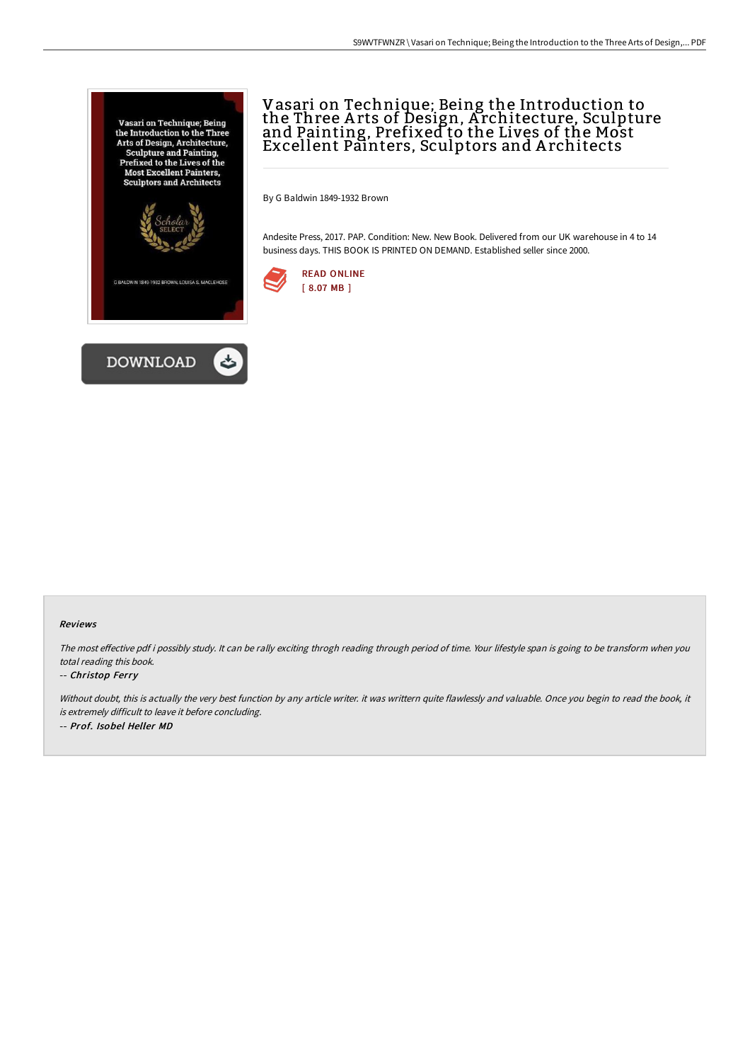# Vasari on Technique; Being the Introduction to the Three Arts of Design, Architecture, Sculpture and Painting, Prefixed to the Lives of the Most Excellent Painters, Sculptors and Architects

By G Baldwin 1849-1932 Brown

Andesite Press, 2017. PAP. Condition: New. New Book. Delivered from our UK warehouse in 4 to 14 business days. THIS BOOK IS PRINTED ON DEMAND. Established seller since 2000.

READ ONLINE
[ 8.07 MB ]

DOWNLOAD

#### Reviews

*The most effective pdf i possibly study. It can be rally exciting throgh reading through period of time. Your lifestyle span is going to be transform when you total reading this book.*

*-- Christop Ferry*

*Without doubt, this is actually the very best function by any article writer. it was writtern quite flawlessly and valuable. Once you begin to read the book, it is extremely difficult to leave it before concluding.*

*-- Prof. Isobel Heller MD*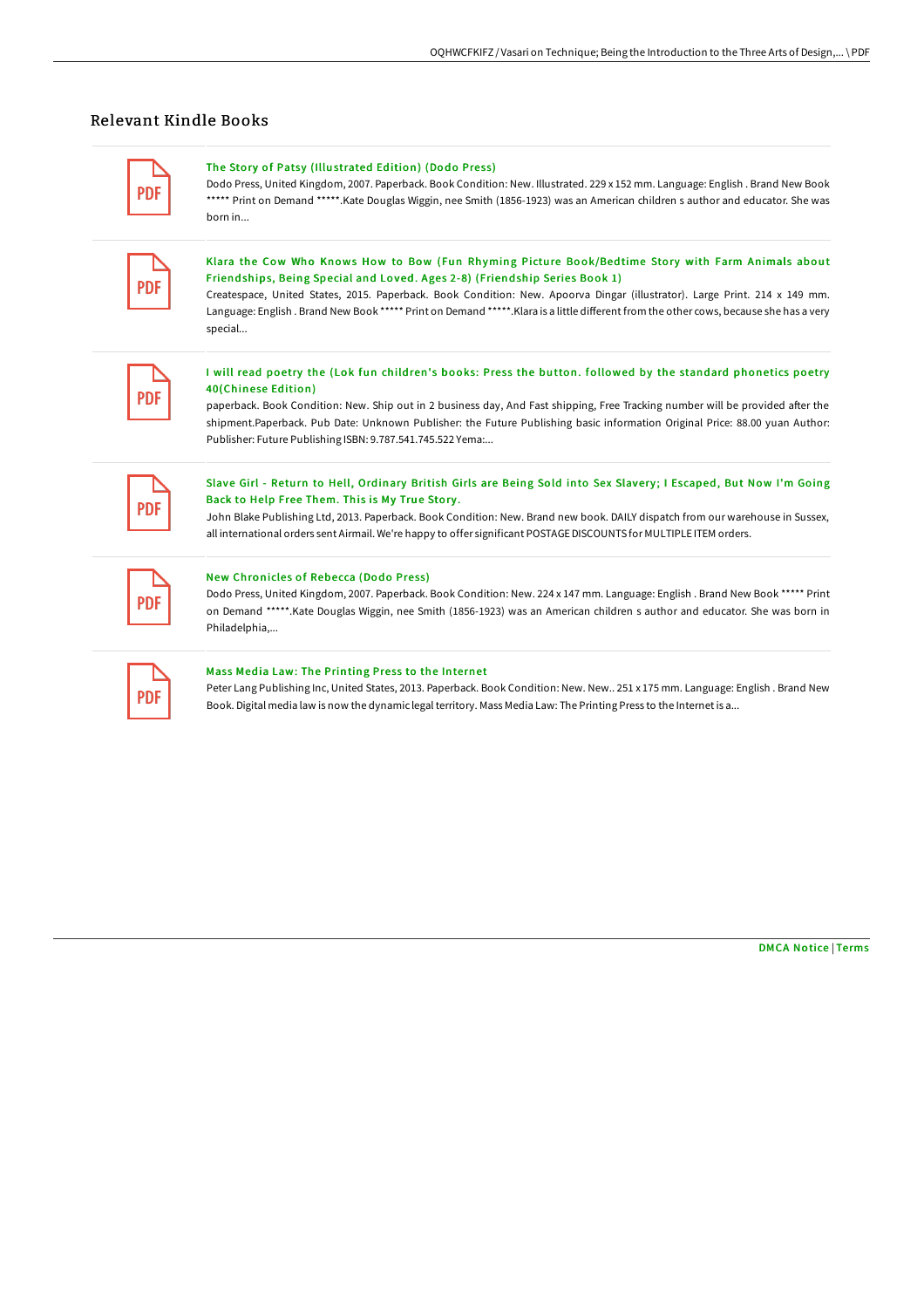## Relevant Kindle Books

**The Story of Patsy (Illustrated Edition) (Dodo Press)**

Dodo Press, United Kingdom, 2007. Paperback. Book Condition: New. Illustrated. 229 x 152 mm. Language: English . Brand New Book ***** Print on Demand *****.Kate Douglas Wiggin, nee Smith (1856-1923) was an American children s author and educator. She was born in...

**Klara the Cow Who Knows How to Bow (Fun Rhyming Picture Book/Bedtime Story with Farm Animals about Friendships, Being Special and Loved. Ages 2-8) (Friendship Series Book 1)**

Createspace, United States, 2015. Paperback. Book Condition: New. Apoorva Dingar (illustrator). Large Print. 214 x 149 mm. Language: English . Brand New Book ***** Print on Demand *****.Klara is a little different from the other cows, because she has a very special...

**I will read poetry the (Lok fun children's books: Press the button. followed by the standard phonetics poetry 40(Chinese Edition)**

paperback. Book Condition: New. Ship out in 2 business day, And Fast shipping, Free Tracking number will be provided after the shipment.Paperback. Pub Date: Unknown Publisher: the Future Publishing basic information Original Price: 88.00 yuan Author: Publisher: Future Publishing ISBN: 9.787.541.745.522 Yema:...

**Slave Girl - Return to Hell, Ordinary British Girls are Being Sold into Sex Slavery; I Escaped, But Now I'm Going Back to Help Free Them. This is My True Story.**

John Blake Publishing Ltd, 2013. Paperback. Book Condition: New. Brand new book. DAILY dispatch from our warehouse in Sussex, all international orders sent Airmail. We're happy to offer significant POSTAGE DISCOUNTS for MULTIPLE ITEM orders.

**New Chronicles of Rebecca (Dodo Press)**

Dodo Press, United Kingdom, 2007. Paperback. Book Condition: New. 224 x 147 mm. Language: English . Brand New Book ***** Print on Demand *****.Kate Douglas Wiggin, nee Smith (1856-1923) was an American children s author and educator. She was born in Philadelphia,...

**Mass Media Law: The Printing Press to the Internet**

Peter Lang Publishing Inc, United States, 2013. Paperback. Book Condition: New. New.. 251 x 175 mm. Language: English . Brand New Book. Digital media law is now the dynamic legal territory. Mass Media Law: The Printing Press to the Internet is a...